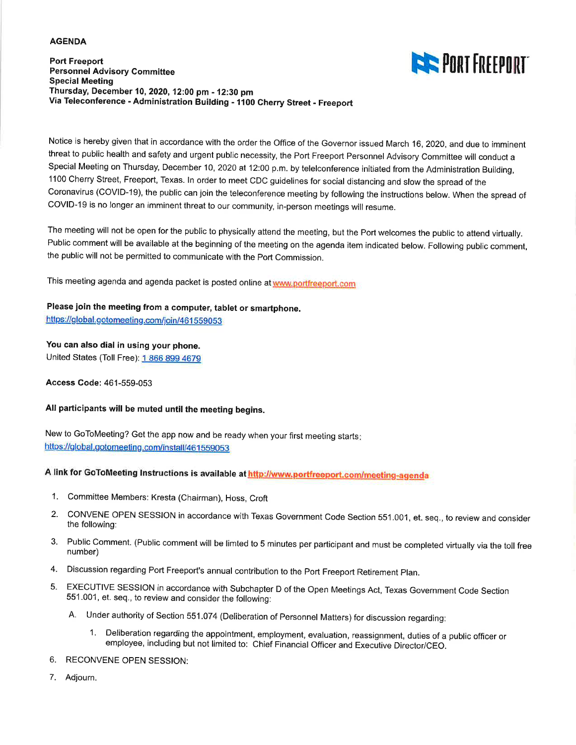**AGENDA**

**Port Freeport**
**Personnel Advisory Committee**
**Special Meeting**
**Thursday, December 10, 2020, 12:00 pm - 12:30 pm**
**Via Teleconference - Administration Building - 1100 Cherry Street - Freeport**

PORT FREEPORT

Notice is hereby given that in accordance with the order the Office of the Governor issued March 16, 2020, and due to imminent threat to public health and safety and urgent public necessity, the Port Freeport Personnel Advisory Committee will conduct a Special Meeting on Thursday, December 10, 2020 at 12:00 p.m. by telelconference initiated from the Administration Building, 1100 Cherry Street, Freeport, Texas. In order to meet CDC guidelines for social distancing and slow the spread of the Coronavirus (COVID-19), the public can join the teleconference meeting by following the instructions below. When the spread of COVID-19 is no longer an imminent threat to our community, in-person meetings will resume.

The meeting will not be open for the public to physically attend the meeting, but the Port welcomes the public to attend virtually. Public comment will be available at the beginning of the meeting on the agenda item indicated below. Following public comment, the public will not be permitted to communicate with the Port Commission.

This meeting agenda and agenda packet is posted online at www.portfreeport.com

**Please join the meeting from a computer, tablet or smartphone.**
https://global.gotomeeting.com/join/461559053

**You can also dial in using your phone.**
United States (Toll Free): 1 866 899 4679

**Access Code:** 461-559-053

**All participants will be muted until the meeting begins.**

New to GoToMeeting? Get the app now and be ready when your first meeting starts:
https://global.gotomeeting.com/install/461559053

**A link for GoToMeeting Instructions is available at http://www.portfreeport.com/meeting-agenda**

1. Committee Members: Kresta (Chairman), Hoss, Croft
2. CONVENE OPEN SESSION in accordance with Texas Government Code Section 551.001, et. seq., to review and consider the following:
3. Public Comment. (Public comment will be limted to 5 minutes per participant and must be completed virtually via the toll free number)
4. Discussion regarding Port Freeport's annual contribution to the Port Freeport Retirement Plan.
5. EXECUTIVE SESSION in accordance with Subchapter D of the Open Meetings Act, Texas Government Code Section 551.001, et. seq., to review and consider the following:
   - A. Under authority of Section 551.074 (Deliberation of Personnel Matters) for discussion regarding:
     1. Deliberation regarding the appointment, employment, evaluation, reassignment, duties of a public officer or employee, including but not limited to: Chief Financial Officer and Executive Director/CEO.
6. RECONVENE OPEN SESSION:
7. Adjourn.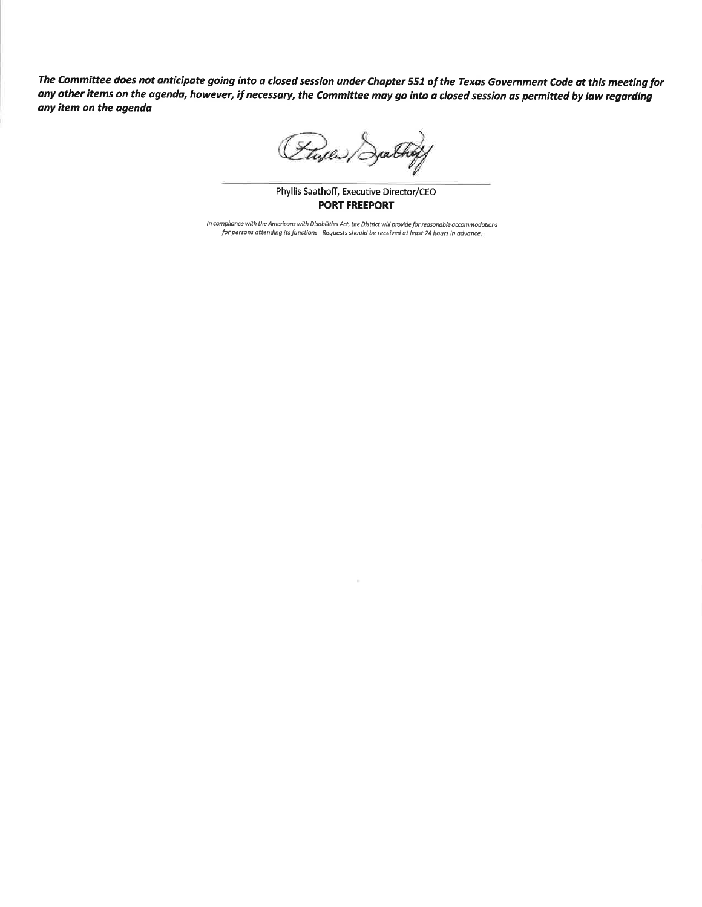***The Committee does not anticipate going into a closed session under Chapter 551 of the Texas Government Code at this meeting for any other items on the agenda, however, if necessary, the Committee may go into a closed session as permitted by law regarding any item on the agenda***

Phyllis Saathoff, Executive Director/CEO
**PORT FREEPORT**

*In compliance with the Americans with Disabilities Act, the District will provide for reasonable accommodations for persons attending its functions. Requests should be received at least 24 hours in advance.*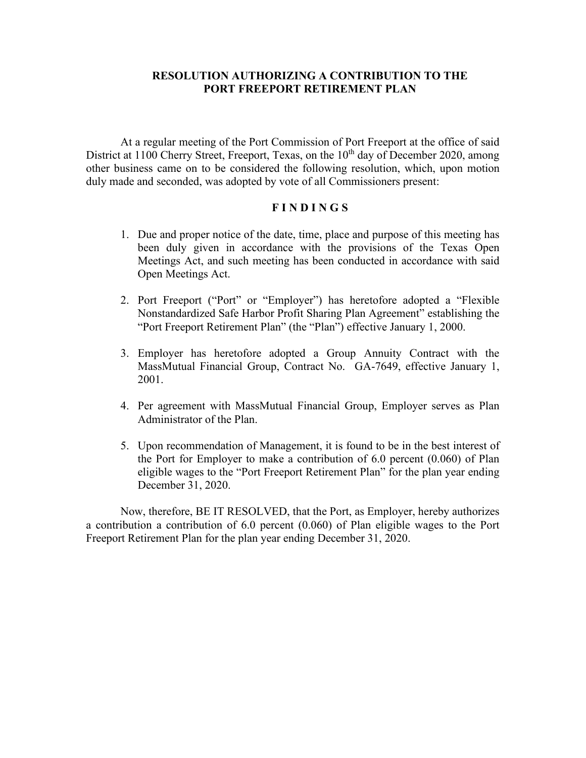# RESOLUTION AUTHORIZING A CONTRIBUTION TO THE PORT FREEPORT RETIREMENT PLAN

At a regular meeting of the Port Commission of Port Freeport at the office of said District at 1100 Cherry Street, Freeport, Texas, on the 10th day of December 2020, among other business came on to be considered the following resolution, which, upon motion duly made and seconded, was adopted by vote of all Commissioners present:

## F I N D I N G S

1. Due and proper notice of the date, time, place and purpose of this meeting has been duly given in accordance with the provisions of the Texas Open Meetings Act, and such meeting has been conducted in accordance with said Open Meetings Act.

2. Port Freeport ("Port" or "Employer") has heretofore adopted a "Flexible Nonstandardized Safe Harbor Profit Sharing Plan Agreement" establishing the "Port Freeport Retirement Plan" (the "Plan") effective January 1, 2000.

3. Employer has heretofore adopted a Group Annuity Contract with the MassMutual Financial Group, Contract No. GA-7649, effective January 1, 2001.

4. Per agreement with MassMutual Financial Group, Employer serves as Plan Administrator of the Plan.

5. Upon recommendation of Management, it is found to be in the best interest of the Port for Employer to make a contribution of 6.0 percent (0.060) of Plan eligible wages to the "Port Freeport Retirement Plan" for the plan year ending December 31, 2020.

Now, therefore, BE IT RESOLVED, that the Port, as Employer, hereby authorizes a contribution a contribution of 6.0 percent (0.060) of Plan eligible wages to the Port Freeport Retirement Plan for the plan year ending December 31, 2020.